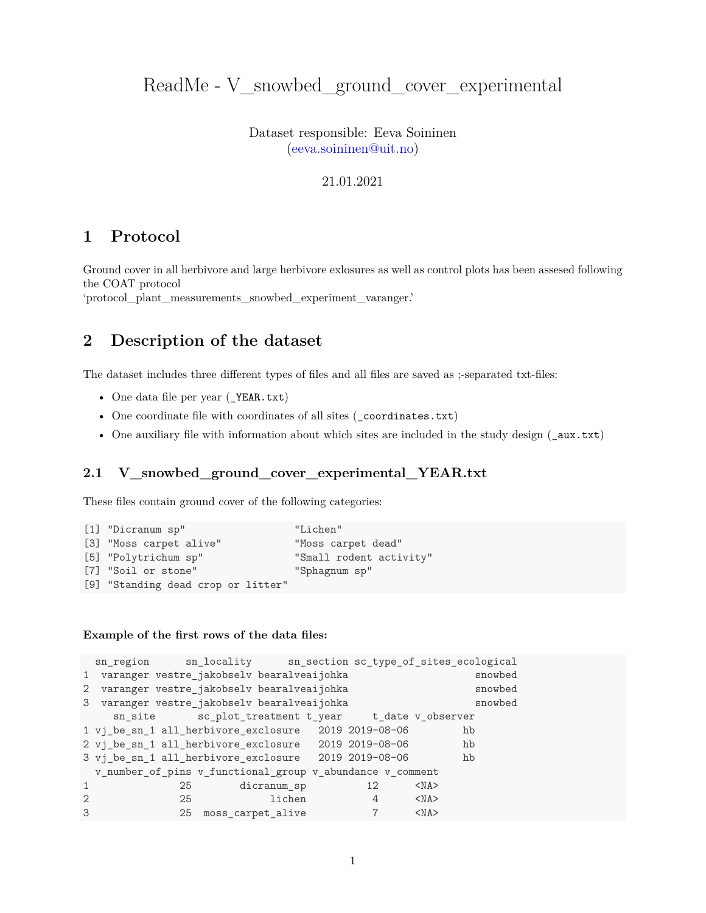# ReadMe - V_snowbed_ground_cover_experimental

Dataset responsible: Eeva Soininen
(eeva.soininen@uit.no)

21.01.2021

## 1 Protocol

Ground cover in all herbivore and large herbivore exlosures as well as control plots has been assesed following the COAT protocol
'protocol_plant_measurements_snowbed_experiment_varanger.'

## 2 Description of the dataset

The dataset includes three different types of files and all files are saved as ;-separated txt-files:

- One data file per year (`_YEAR.txt`)
- One coordinate file with coordinates of all sites (`_coordinates.txt`)
- One auxiliary file with information about which sites are included in the study design (`_aux.txt`)

### 2.1 V_snowbed_ground_cover_experimental_YEAR.txt

These files contain ground cover of the following categories:

```
[1] "Dicranum sp"                  "Lichen"
[3] "Moss carpet alive"            "Moss carpet dead"
[5] "Polytrichum sp"               "Small rodent activity"
[7] "Soil or stone"                "Sphagnum sp"
[9] "Standing dead crop or litter"
```

**Example of the first rows of the data files:**

```
  sn_region      sn_locality      sn_section sc_type_of_sites_ecological
1  varanger vestre_jakobselv bearalveaijohka                     snowbed
2  varanger vestre_jakobselv bearalveaijohka                     snowbed
3  varanger vestre_jakobselv bearalveaijohka                     snowbed
    sn_site       sc_plot_treatment t_year     t_date v_observer
1 vj_be_sn_1 all_herbivore_exclosure   2019 2019-08-06         hb
2 vj_be_sn_1 all_herbivore_exclosure   2019 2019-08-06         hb
3 vj_be_sn_1 all_herbivore_exclosure   2019 2019-08-06         hb
  v_number_of_pins v_functional_group v_abundance v_comment
1               25        dicranum_sp          12      <NA>
2               25             lichen           4      <NA>
3               25  moss_carpet_alive           7      <NA>
```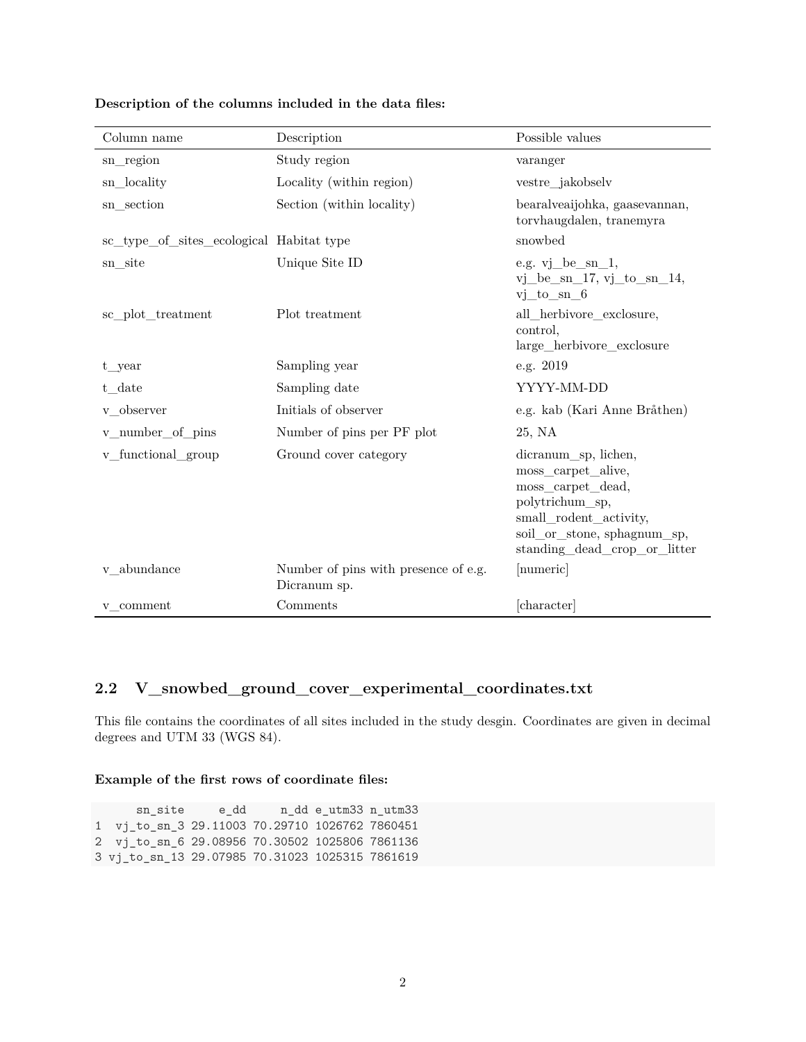**Description of the columns included in the data files:**

| Column name | Description | Possible values |
|---|---|---|
| sn_region | Study region | varanger |
| sn_locality | Locality (within region) | vestre_jakobselv |
| sn_section | Section (within locality) | bearalveaijohka, gaasevannan, torvhaugdalen, tranemyra |
| sc_type_of_sites_ecological | Habitat type | snowbed |
| sn_site | Unique Site ID | e.g. vj_be_sn_1, vj_be_sn_17, vj_to_sn_14, vj_to_sn_6 |
| sc_plot_treatment | Plot treatment | all_herbivore_exclosure, control, large_herbivore_exclosure |
| t_year | Sampling year | e.g. 2019 |
| t_date | Sampling date | YYYY-MM-DD |
| v_observer | Initials of observer | e.g. kab (Kari Anne Bråthen) |
| v_number_of_pins | Number of pins per PF plot | 25, NA |
| v_functional_group | Ground cover category | dicranum_sp, lichen, moss_carpet_alive, moss_carpet_dead, polytrichum_sp, small_rodent_activity, soil_or_stone, sphagnum_sp, standing_dead_crop_or_litter |
| v_abundance | Number of pins with presence of e.g. Dicranum sp. | [numeric] |
| v_comment | Comments | [character] |

## 2.2 V_snowbed_ground_cover_experimental_coordinates.txt

This file contains the coordinates of all sites included in the study desgin. Coordinates are given in decimal degrees and UTM 33 (WGS 84).

**Example of the first rows of coordinate files:**

```
      sn_site     e_dd     n_dd e_utm33 n_utm33
1  vj_to_sn_3 29.11003 70.29710 1026762 7860451
2  vj_to_sn_6 29.08956 70.30502 1025806 7861136
3 vj_to_sn_13 29.07985 70.31023 1025315 7861619
```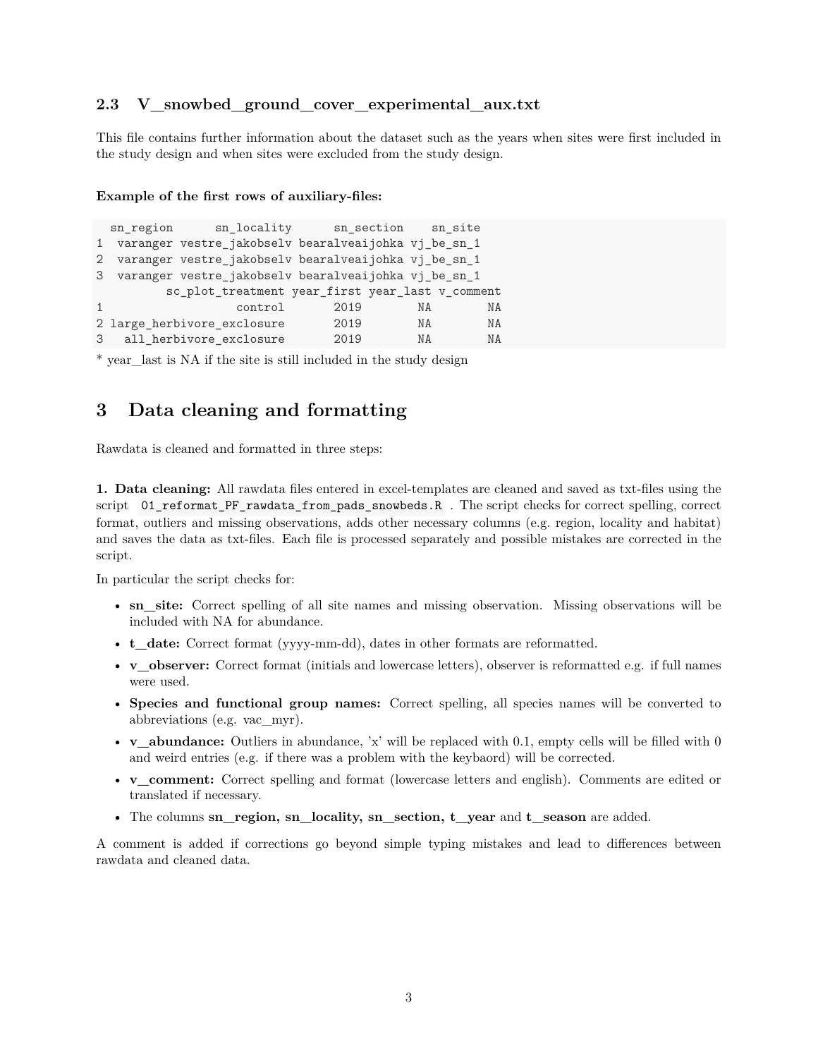### 2.3 V_snowbed_ground_cover_experimental_aux.txt

This file contains further information about the dataset such as the years when sites were first included in the study design and when sites were excluded from the study design.

**Example of the first rows of auxiliary-files:**

```
  sn_region      sn_locality      sn_section    sn_site
1  varanger vestre_jakobselv bearalveaijohka vj_be_sn_1
2  varanger vestre_jakobselv bearalveaijohka vj_be_sn_1
3  varanger vestre_jakobselv bearalveaijohka vj_be_sn_1
         sc_plot_treatment year_first year_last v_comment
1                  control       2019        NA        NA
2 large_herbivore_exclosure       2019        NA        NA
3   all_herbivore_exclosure       2019        NA        NA
```

* year_last is NA if the site is still included in the study design

## 3 Data cleaning and formatting

Rawdata is cleaned and formatted in three steps:

**1. Data cleaning:** All rawdata files entered in excel-templates are cleaned and saved as txt-files using the script `01_reformat_PF_rawdata_from_pads_snowbeds.R`. The script checks for correct spelling, correct format, outliers and missing observations, adds other necessary columns (e.g. region, locality and habitat) and saves the data as txt-files. Each file is processed separately and possible mistakes are corrected in the script.

In particular the script checks for:

- **sn_site:** Correct spelling of all site names and missing observation. Missing observations will be included with NA for abundance.
- **t_date:** Correct format (yyyy-mm-dd), dates in other formats are reformatted.
- **v_observer:** Correct format (initials and lowercase letters), observer is reformatted e.g. if full names were used.
- **Species and functional group names:** Correct spelling, all species names will be converted to abbreviations (e.g. vac_myr).
- **v_abundance:** Outliers in abundance, 'x' will be replaced with 0.1, empty cells will be filled with 0 and weird entries (e.g. if there was a problem with the keybaord) will be corrected.
- **v_comment:** Correct spelling and format (lowercase letters and english). Comments are edited or translated if necessary.
- The columns **sn_region, sn_locality, sn_section, t_year** and **t_season** are added.

A comment is added if corrections go beyond simple typing mistakes and lead to differences between rawdata and cleaned data.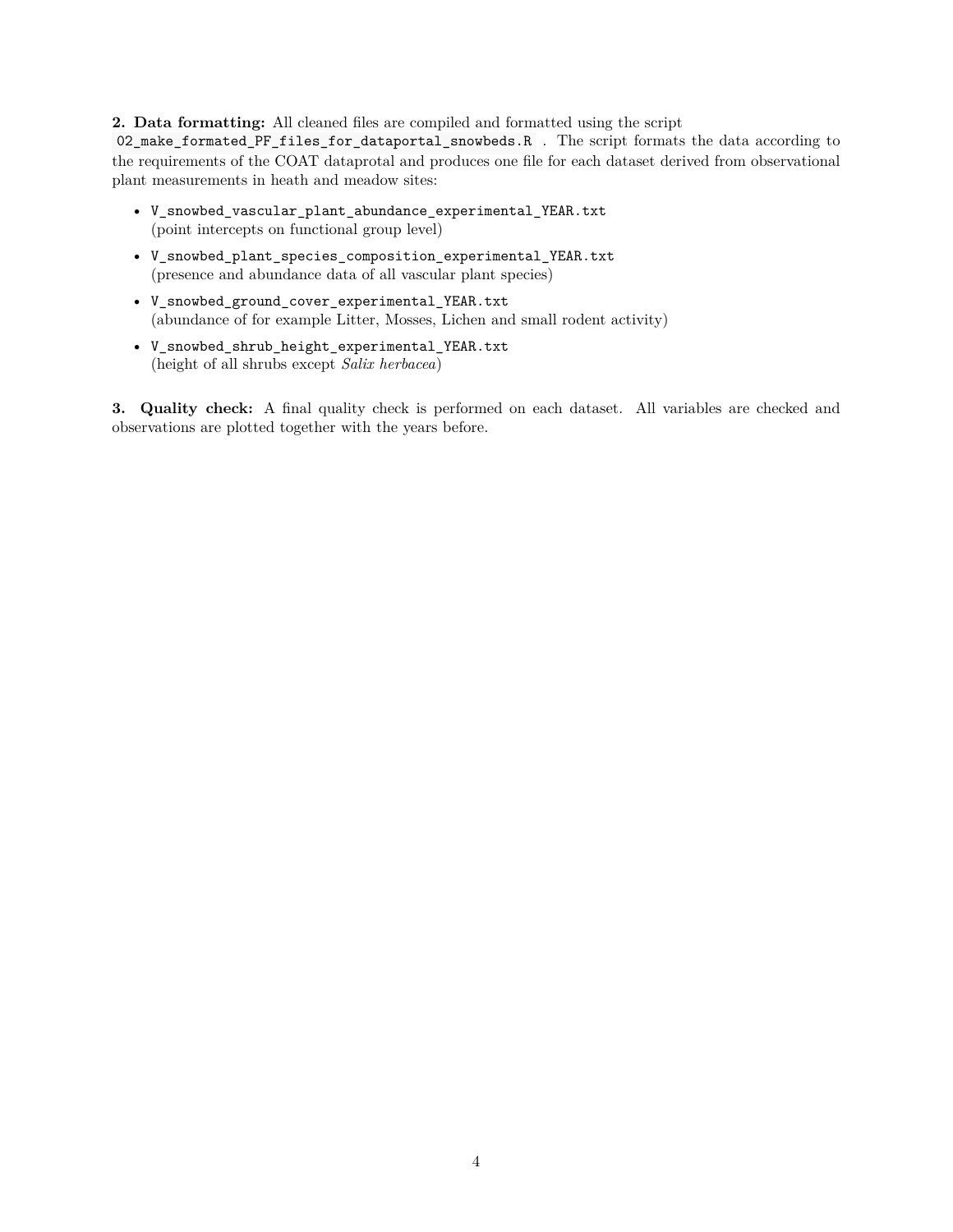**2. Data formatting:** All cleaned files are compiled and formatted using the script `02_make_formated_PF_files_for_dataportal_snowbeds.R`. The script formats the data according to the requirements of the COAT dataprotal and produces one file for each dataset derived from observational plant measurements in heath and meadow sites:

- `V_snowbed_vascular_plant_abundance_experimental_YEAR.txt`
  (point intercepts on functional group level)
- `V_snowbed_plant_species_composition_experimental_YEAR.txt`
  (presence and abundance data of all vascular plant species)
- `V_snowbed_ground_cover_experimental_YEAR.txt`
  (abundance of for example Litter, Mosses, Lichen and small rodent activity)
- `V_snowbed_shrub_height_experimental_YEAR.txt`
  (height of all shrubs except *Salix herbacea*)

**3. Quality check:** A final quality check is performed on each dataset. All variables are checked and observations are plotted together with the years before.